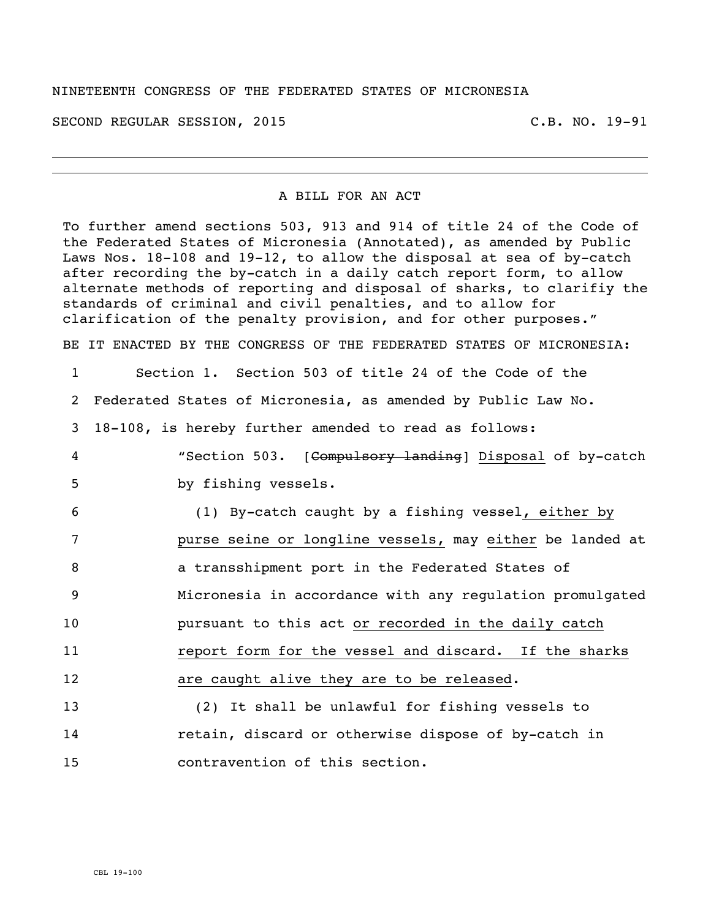NINETEENTH CONGRESS OF THE FEDERATED STATES OF MICRONESIA

SECOND REGULAR SESSION, 2015 C.B. NO. 19-91

A BILL FOR AN ACT

To further amend sections 503, 913 and 914 of title 24 of the Code of the Federated States of Micronesia (Annotated), as amended by Public Laws Nos. 18-108 and 19-12, to allow the disposal at sea of by-catch after recording the by-catch in a daily catch report form, to allow alternate methods of reporting and disposal of sharks, to clarifiy the standards of criminal and civil penalties, and to allow for clarification of the penalty provision, and for other purposes."

BE IT ENACTED BY THE CONGRESS OF THE FEDERATED STATES OF MICRONESIA:

1 Section 1. Section 503 of title 24 of the Code of the
2 Federated States of Micronesia, as amended by Public Law No.
3 18-108, is hereby further amended to read as follows:

4 "Section 503. [~~Compulsory landing~~] <u>Disposal</u> of by-catch
5 by fishing vessels.

6 (1) By-catch caught by a fishing vessel<u>, either by</u>
7 <u>purse seine or longline vessels,</u> may <u>either</u> be landed at
8 a transshipment port in the Federated States of
9 Micronesia in accordance with any regulation promulgated
10 pursuant to this act <u>or recorded in the daily catch</u>
11 <u>report form for the vessel and discard. If the sharks</u>
12 <u>are caught alive they are to be released</u>.

13 (2) It shall be unlawful for fishing vessels to
14 retain, discard or otherwise dispose of by-catch in
15 contravention of this section.

CBL 19-100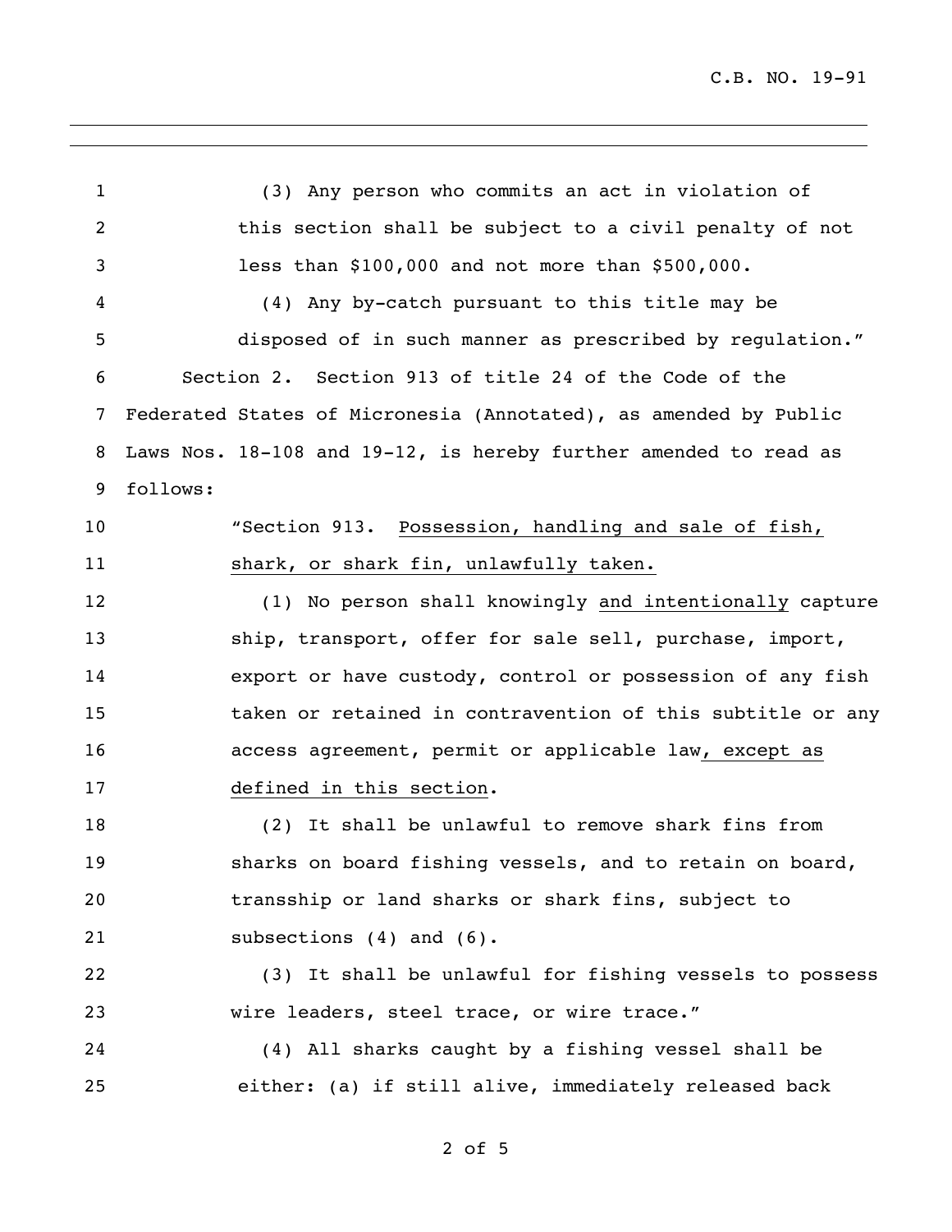(3) Any person who commits an act in violation of this section shall be subject to a civil penalty of not less than $100,000 and not more than $500,000.

(4) Any by-catch pursuant to this title may be disposed of in such manner as prescribed by regulation."

Section 2. Section 913 of title 24 of the Code of the Federated States of Micronesia (Annotated), as amended by Public Laws Nos. 18-108 and 19-12, is hereby further amended to read as follows:

"Section 913. <u>Possession, handling and sale of fish, shark, or shark fin, unlawfully taken.</u>

(1) No person shall knowingly <u>and intentionally</u> capture ship, transport, offer for sale sell, purchase, import, export or have custody, control or possession of any fish taken or retained in contravention of this subtitle or any access agreement, permit or applicable law<u>, except as defined in this section</u>.

(2) It shall be unlawful to remove shark fins from sharks on board fishing vessels, and to retain on board, transship or land sharks or shark fins, subject to subsections (4) and (6).

(3) It shall be unlawful for fishing vessels to possess wire leaders, steel trace, or wire trace."

(4) All sharks caught by a fishing vessel shall be either: (a) if still alive, immediately released back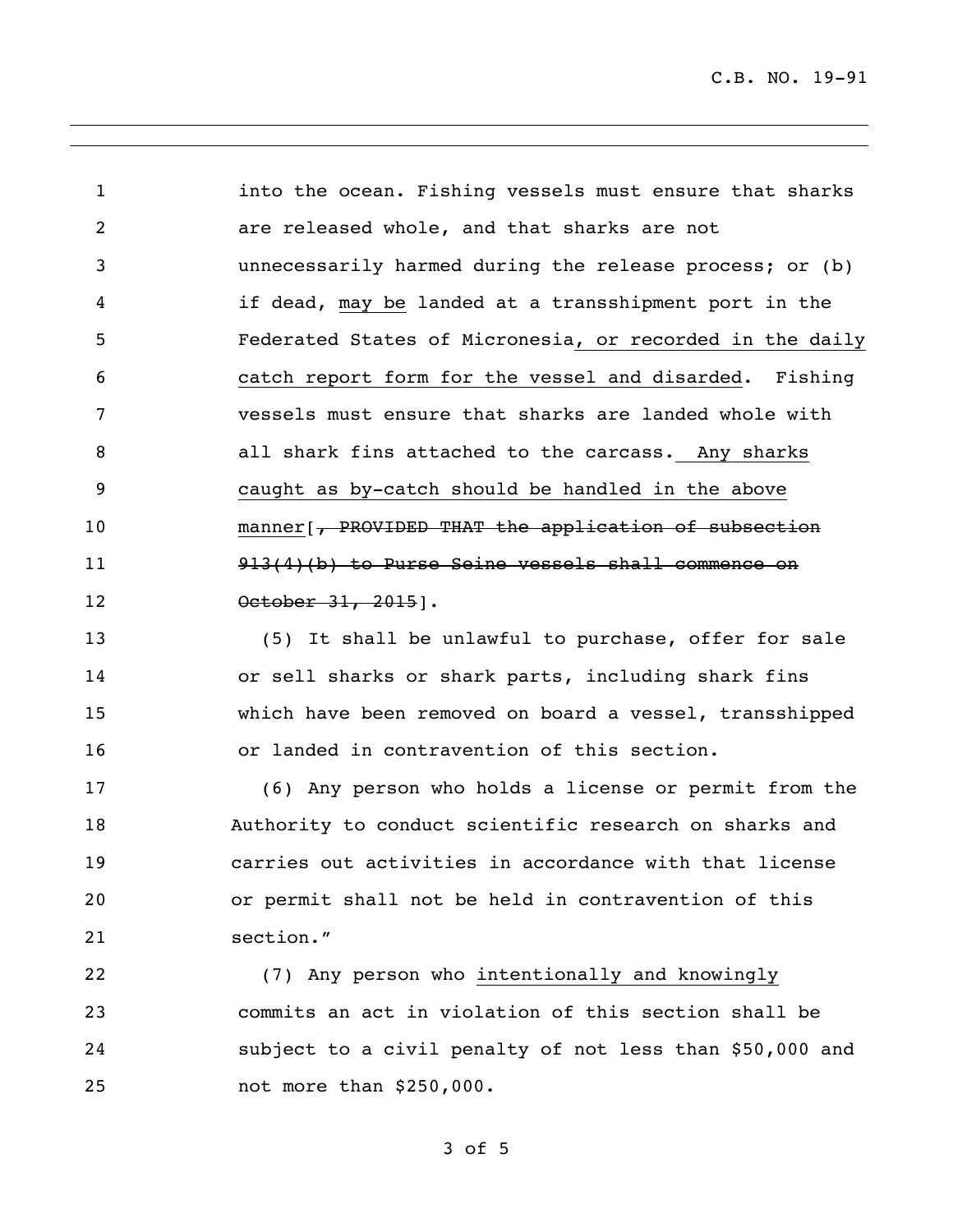into the ocean. Fishing vessels must ensure that sharks are released whole, and that sharks are not unnecessarily harmed during the release process; or (b) if dead, may be landed at a transshipment port in the Federated States of Micronesia, or recorded in the daily catch report form for the vessel and disarded. Fishing vessels must ensure that sharks are landed whole with all shark fins attached to the carcass. Any sharks caught as by-catch should be handled in the above manner[~~, PROVIDED THAT the application of subsection 913(4)(b) to Purse Seine vessels shall commence on October 31, 2015~~].

(5) It shall be unlawful to purchase, offer for sale or sell sharks or shark parts, including shark fins which have been removed on board a vessel, transshipped or landed in contravention of this section.

(6) Any person who holds a license or permit from the Authority to conduct scientific research on sharks and carries out activities in accordance with that license or permit shall not be held in contravention of this section."

(7) Any person who intentionally and knowingly commits an act in violation of this section shall be subject to a civil penalty of not less than $50,000 and not more than $250,000.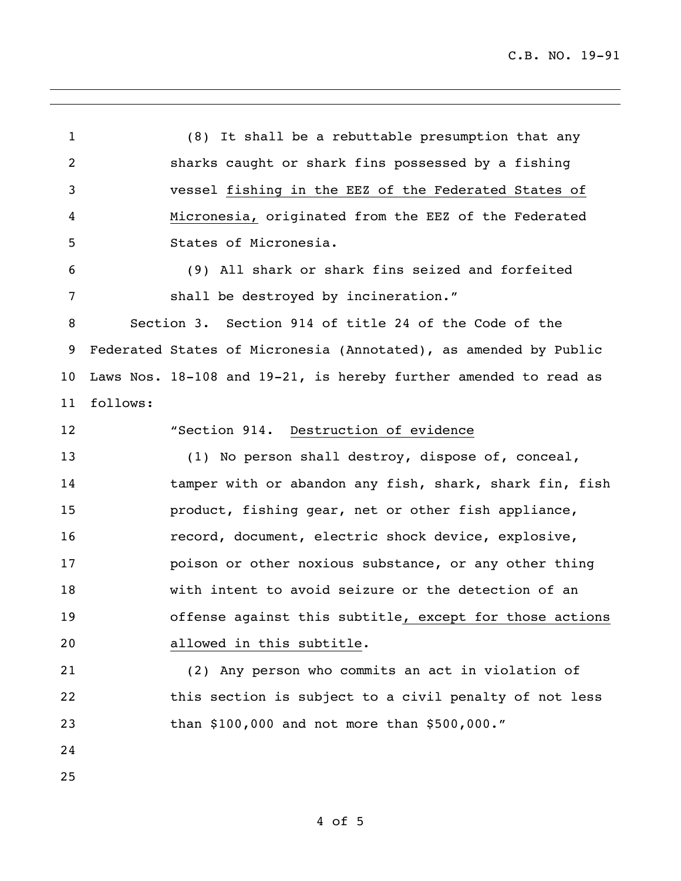(8) It shall be a rebuttable presumption that any sharks caught or shark fins possessed by a fishing vessel <u>fishing in the EEZ of the Federated States of Micronesia,</u> originated from the EEZ of the Federated States of Micronesia.

(9) All shark or shark fins seized and forfeited shall be destroyed by incineration."

Section 3. Section 914 of title 24 of the Code of the Federated States of Micronesia (Annotated), as amended by Public Laws Nos. 18-108 and 19-21, is hereby further amended to read as follows:

"Section 914. <u>Destruction of evidence</u>

(1) No person shall destroy, dispose of, conceal, tamper with or abandon any fish, shark, shark fin, fish product, fishing gear, net or other fish appliance, record, document, electric shock device, explosive, poison or other noxious substance, or any other thing with intent to avoid seizure or the detection of an offense against this subtitle<u>, except for those actions allowed in this subtitle</u>.

(2) Any person who commits an act in violation of this section is subject to a civil penalty of not less than $100,000 and not more than $500,000."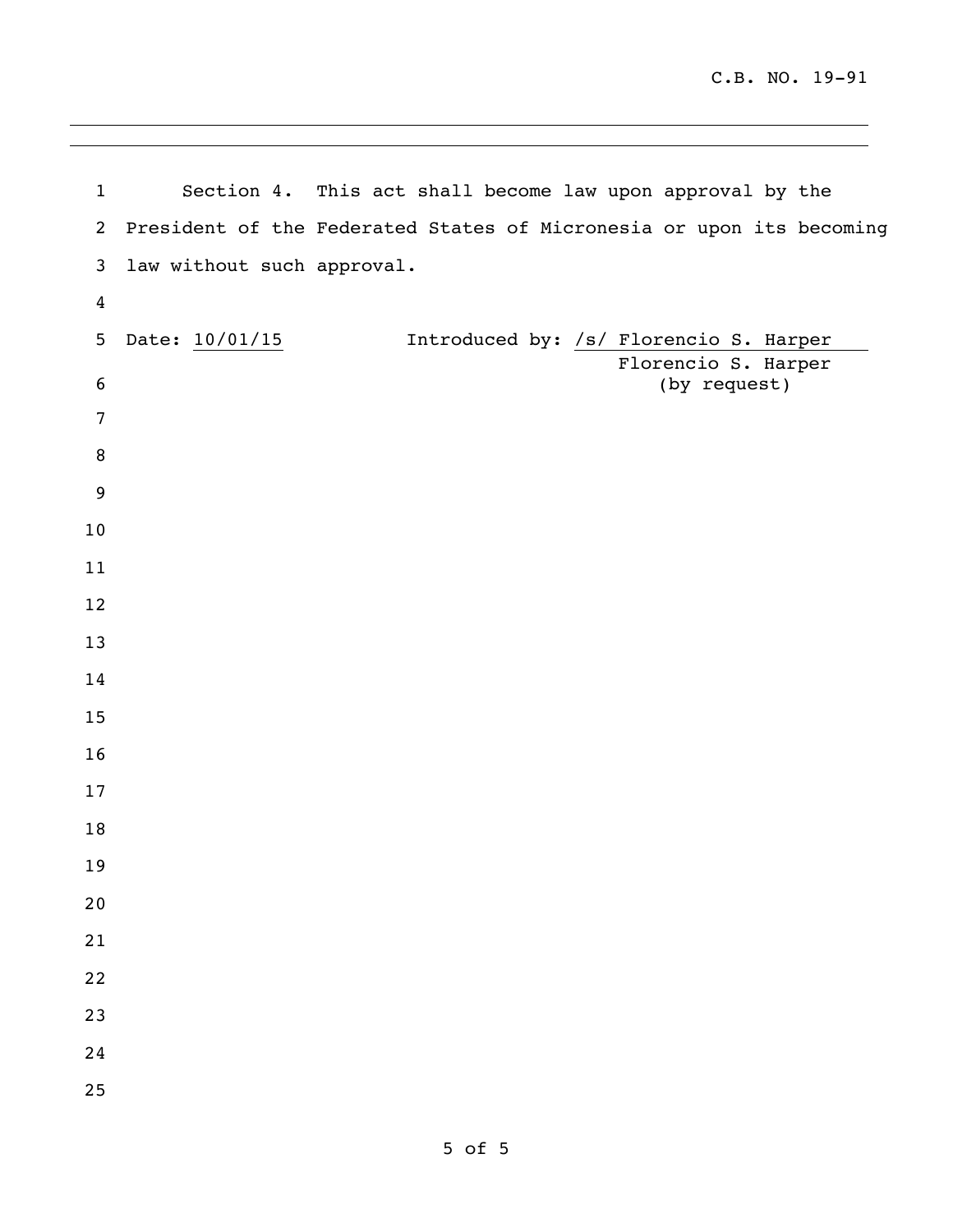Section 4. This act shall become law upon approval by the President of the Federated States of Micronesia or upon its becoming law without such approval.

Date: 10/01/15 Introduced by: /s/ Florencio S. Harper

Florencio S. Harper
(by request)